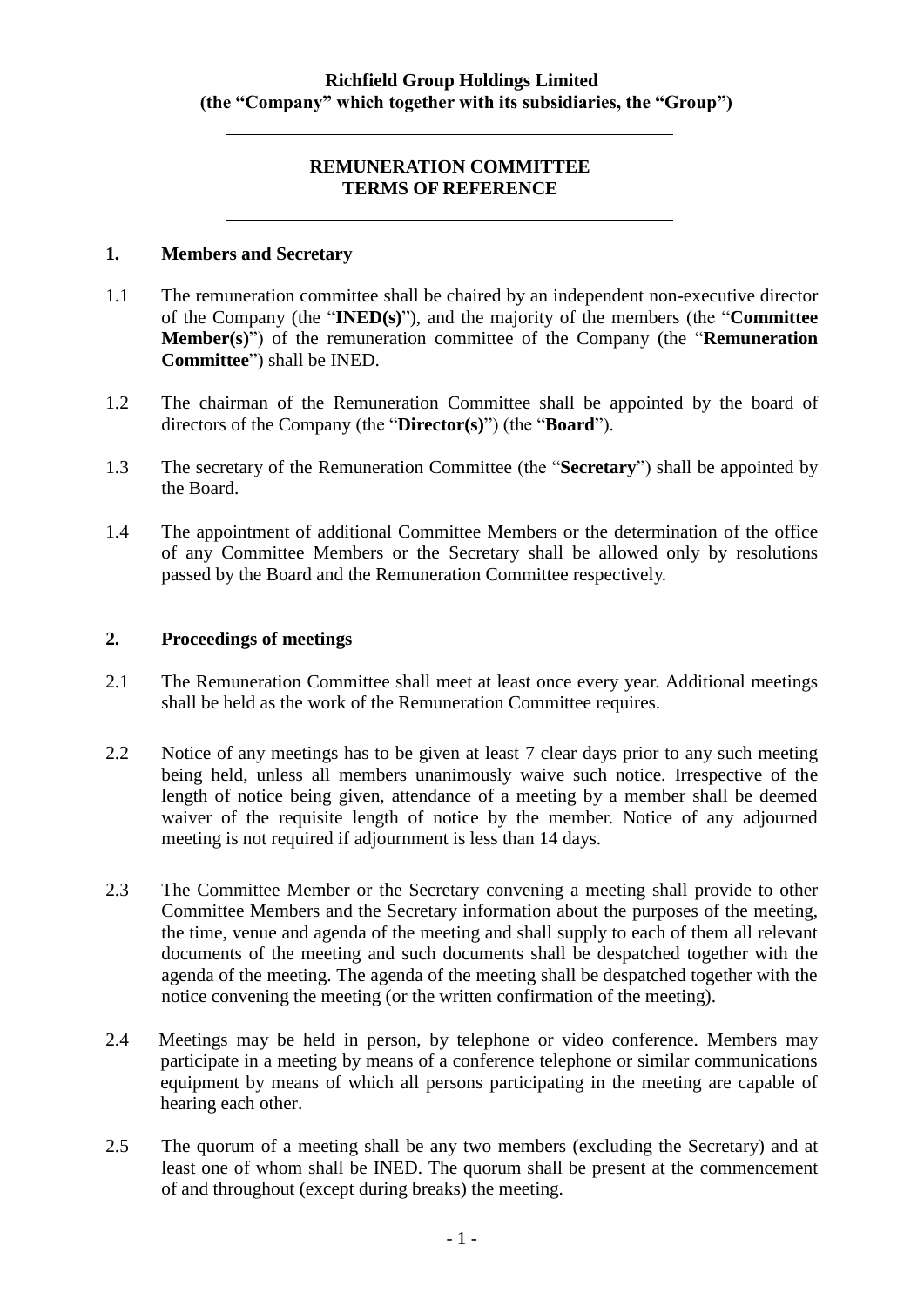**Richfield Group Holdings Limited**
**(the "Company" which together with its subsidiaries, the "Group")**

---

# REMUNERATION COMMITTEE
# TERMS OF REFERENCE

---

## 1. Members and Secretary

1.1 The remuneration committee shall be chaired by an independent non-executive director of the Company (the "**INED(s)**"), and the majority of the members (the "**Committee Member(s)**") of the remuneration committee of the Company (the "**Remuneration Committee**") shall be INED.

1.2 The chairman of the Remuneration Committee shall be appointed by the board of directors of the Company (the "**Director(s)**") (the "**Board**").

1.3 The secretary of the Remuneration Committee (the "**Secretary**") shall be appointed by the Board.

1.4 The appointment of additional Committee Members or the determination of the office of any Committee Members or the Secretary shall be allowed only by resolutions passed by the Board and the Remuneration Committee respectively.

## 2. Proceedings of meetings

2.1 The Remuneration Committee shall meet at least once every year. Additional meetings shall be held as the work of the Remuneration Committee requires.

2.2 Notice of any meetings has to be given at least 7 clear days prior to any such meeting being held, unless all members unanimously waive such notice. Irrespective of the length of notice being given, attendance of a meeting by a member shall be deemed waiver of the requisite length of notice by the member. Notice of any adjourned meeting is not required if adjournment is less than 14 days.

2.3 The Committee Member or the Secretary convening a meeting shall provide to other Committee Members and the Secretary information about the purposes of the meeting, the time, venue and agenda of the meeting and shall supply to each of them all relevant documents of the meeting and such documents shall be despatched together with the agenda of the meeting. The agenda of the meeting shall be despatched together with the notice convening the meeting (or the written confirmation of the meeting).

2.4 Meetings may be held in person, by telephone or video conference. Members may participate in a meeting by means of a conference telephone or similar communications equipment by means of which all persons participating in the meeting are capable of hearing each other.

2.5 The quorum of a meeting shall be any two members (excluding the Secretary) and at least one of whom shall be INED. The quorum shall be present at the commencement of and throughout (except during breaks) the meeting.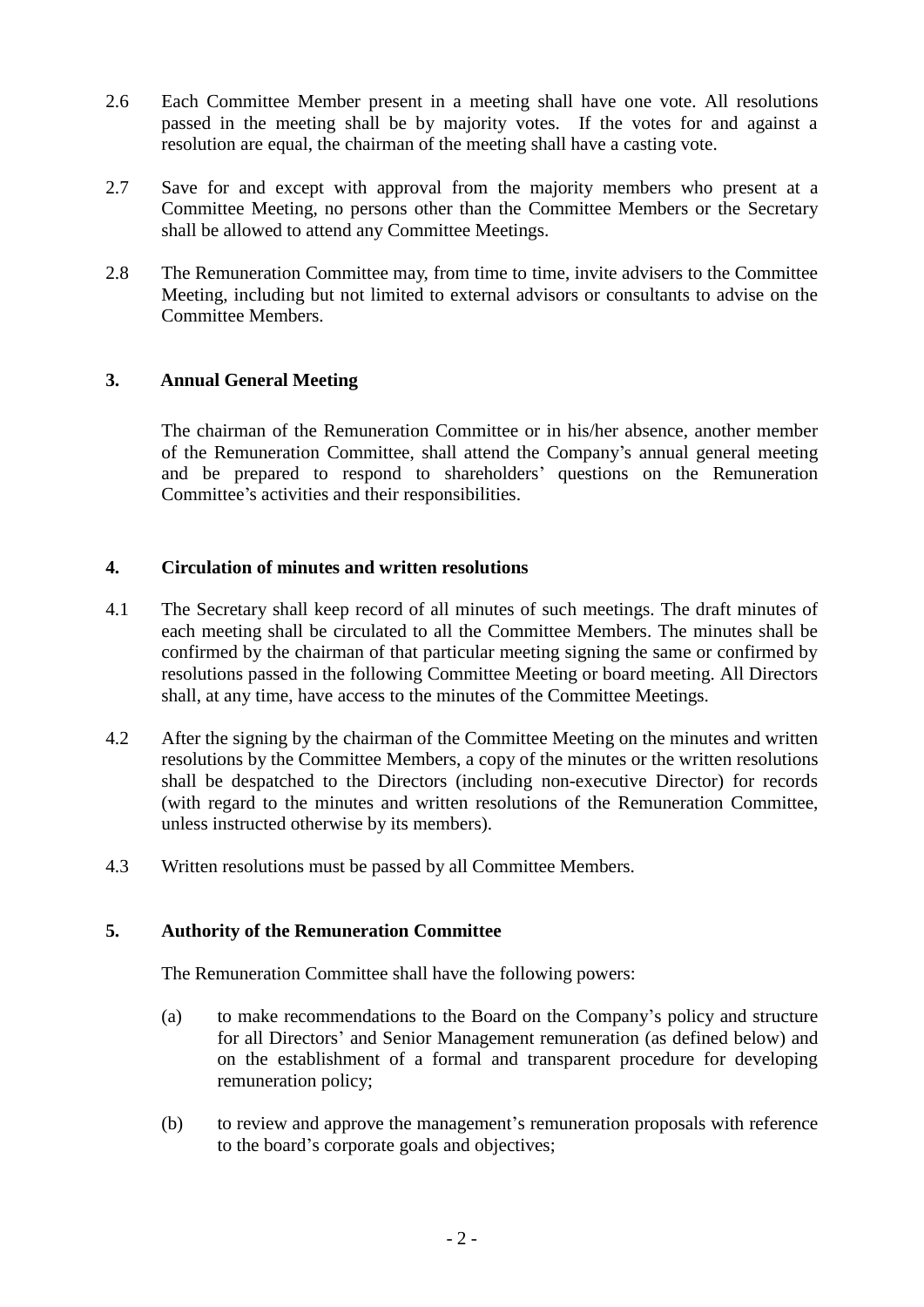2.6 Each Committee Member present in a meeting shall have one vote. All resolutions passed in the meeting shall be by majority votes. If the votes for and against a resolution are equal, the chairman of the meeting shall have a casting vote.

2.7 Save for and except with approval from the majority members who present at a Committee Meeting, no persons other than the Committee Members or the Secretary shall be allowed to attend any Committee Meetings.

2.8 The Remuneration Committee may, from time to time, invite advisers to the Committee Meeting, including but not limited to external advisors or consultants to advise on the Committee Members.

## 3. Annual General Meeting

The chairman of the Remuneration Committee or in his/her absence, another member of the Remuneration Committee, shall attend the Company's annual general meeting and be prepared to respond to shareholders' questions on the Remuneration Committee's activities and their responsibilities.

## 4. Circulation of minutes and written resolutions

4.1 The Secretary shall keep record of all minutes of such meetings. The draft minutes of each meeting shall be circulated to all the Committee Members. The minutes shall be confirmed by the chairman of that particular meeting signing the same or confirmed by resolutions passed in the following Committee Meeting or board meeting. All Directors shall, at any time, have access to the minutes of the Committee Meetings.

4.2 After the signing by the chairman of the Committee Meeting on the minutes and written resolutions by the Committee Members, a copy of the minutes or the written resolutions shall be despatched to the Directors (including non-executive Director) for records (with regard to the minutes and written resolutions of the Remuneration Committee, unless instructed otherwise by its members).

4.3 Written resolutions must be passed by all Committee Members.

## 5. Authority of the Remuneration Committee

The Remuneration Committee shall have the following powers:

(a) to make recommendations to the Board on the Company's policy and structure for all Directors' and Senior Management remuneration (as defined below) and on the establishment of a formal and transparent procedure for developing remuneration policy;

(b) to review and approve the management's remuneration proposals with reference to the board's corporate goals and objectives;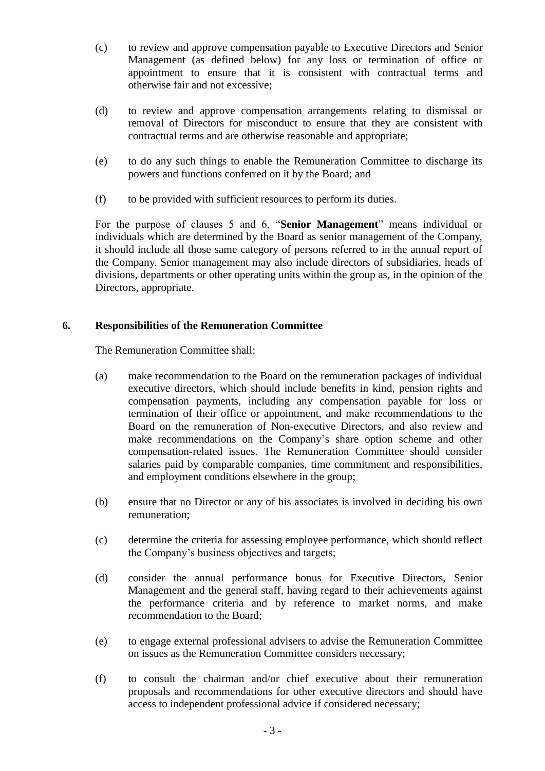(c) to review and approve compensation payable to Executive Directors and Senior Management (as defined below) for any loss or termination of office or appointment to ensure that it is consistent with contractual terms and otherwise fair and not excessive;

(d) to review and approve compensation arrangements relating to dismissal or removal of Directors for misconduct to ensure that they are consistent with contractual terms and are otherwise reasonable and appropriate;

(e) to do any such things to enable the Remuneration Committee to discharge its powers and functions conferred on it by the Board; and

(f) to be provided with sufficient resources to perform its duties.

For the purpose of clauses 5 and 6, "**Senior Management**" means individual or individuals which are determined by the Board as senior management of the Company, it should include all those same category of persons referred to in the annual report of the Company. Senior management may also include directors of subsidiaries, heads of divisions, departments or other operating units within the group as, in the opinion of the Directors, appropriate.

## 6. Responsibilities of the Remuneration Committee

The Remuneration Committee shall:

(a) make recommendation to the Board on the remuneration packages of individual executive directors, which should include benefits in kind, pension rights and compensation payments, including any compensation payable for loss or termination of their office or appointment, and make recommendations to the Board on the remuneration of Non-executive Directors, and also review and make recommendations on the Company's share option scheme and other compensation-related issues. The Remuneration Committee should consider salaries paid by comparable companies, time commitment and responsibilities, and employment conditions elsewhere in the group;

(b) ensure that no Director or any of his associates is involved in deciding his own remuneration;

(c) determine the criteria for assessing employee performance, which should reflect the Company's business objectives and targets;

(d) consider the annual performance bonus for Executive Directors, Senior Management and the general staff, having regard to their achievements against the performance criteria and by reference to market norms, and make recommendation to the Board;

(e) to engage external professional advisers to advise the Remuneration Committee on issues as the Remuneration Committee considers necessary;

(f) to consult the chairman and/or chief executive about their remuneration proposals and recommendations for other executive directors and should have access to independent professional advice if considered necessary;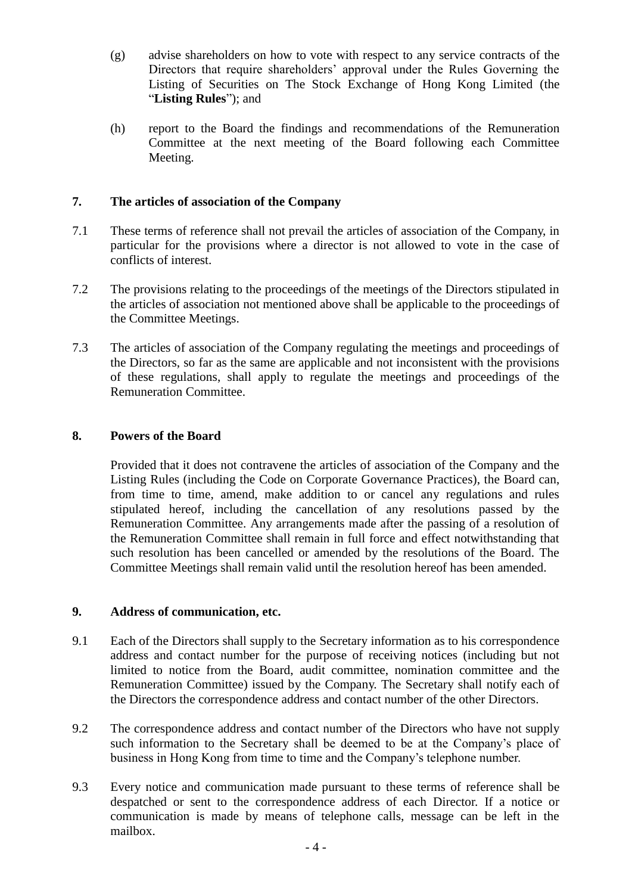(g) advise shareholders on how to vote with respect to any service contracts of the Directors that require shareholders' approval under the Rules Governing the Listing of Securities on The Stock Exchange of Hong Kong Limited (the "**Listing Rules**"); and

(h) report to the Board the findings and recommendations of the Remuneration Committee at the next meeting of the Board following each Committee Meeting.

## 7. The articles of association of the Company

7.1 These terms of reference shall not prevail the articles of association of the Company, in particular for the provisions where a director is not allowed to vote in the case of conflicts of interest.

7.2 The provisions relating to the proceedings of the meetings of the Directors stipulated in the articles of association not mentioned above shall be applicable to the proceedings of the Committee Meetings.

7.3 The articles of association of the Company regulating the meetings and proceedings of the Directors, so far as the same are applicable and not inconsistent with the provisions of these regulations, shall apply to regulate the meetings and proceedings of the Remuneration Committee.

## 8. Powers of the Board

Provided that it does not contravene the articles of association of the Company and the Listing Rules (including the Code on Corporate Governance Practices), the Board can, from time to time, amend, make addition to or cancel any regulations and rules stipulated hereof, including the cancellation of any resolutions passed by the Remuneration Committee. Any arrangements made after the passing of a resolution of the Remuneration Committee shall remain in full force and effect notwithstanding that such resolution has been cancelled or amended by the resolutions of the Board. The Committee Meetings shall remain valid until the resolution hereof has been amended.

## 9. Address of communication, etc.

9.1 Each of the Directors shall supply to the Secretary information as to his correspondence address and contact number for the purpose of receiving notices (including but not limited to notice from the Board, audit committee, nomination committee and the Remuneration Committee) issued by the Company. The Secretary shall notify each of the Directors the correspondence address and contact number of the other Directors.

9.2 The correspondence address and contact number of the Directors who have not supply such information to the Secretary shall be deemed to be at the Company's place of business in Hong Kong from time to time and the Company's telephone number.

9.3 Every notice and communication made pursuant to these terms of reference shall be despatched or sent to the correspondence address of each Director. If a notice or communication is made by means of telephone calls, message can be left in the mailbox.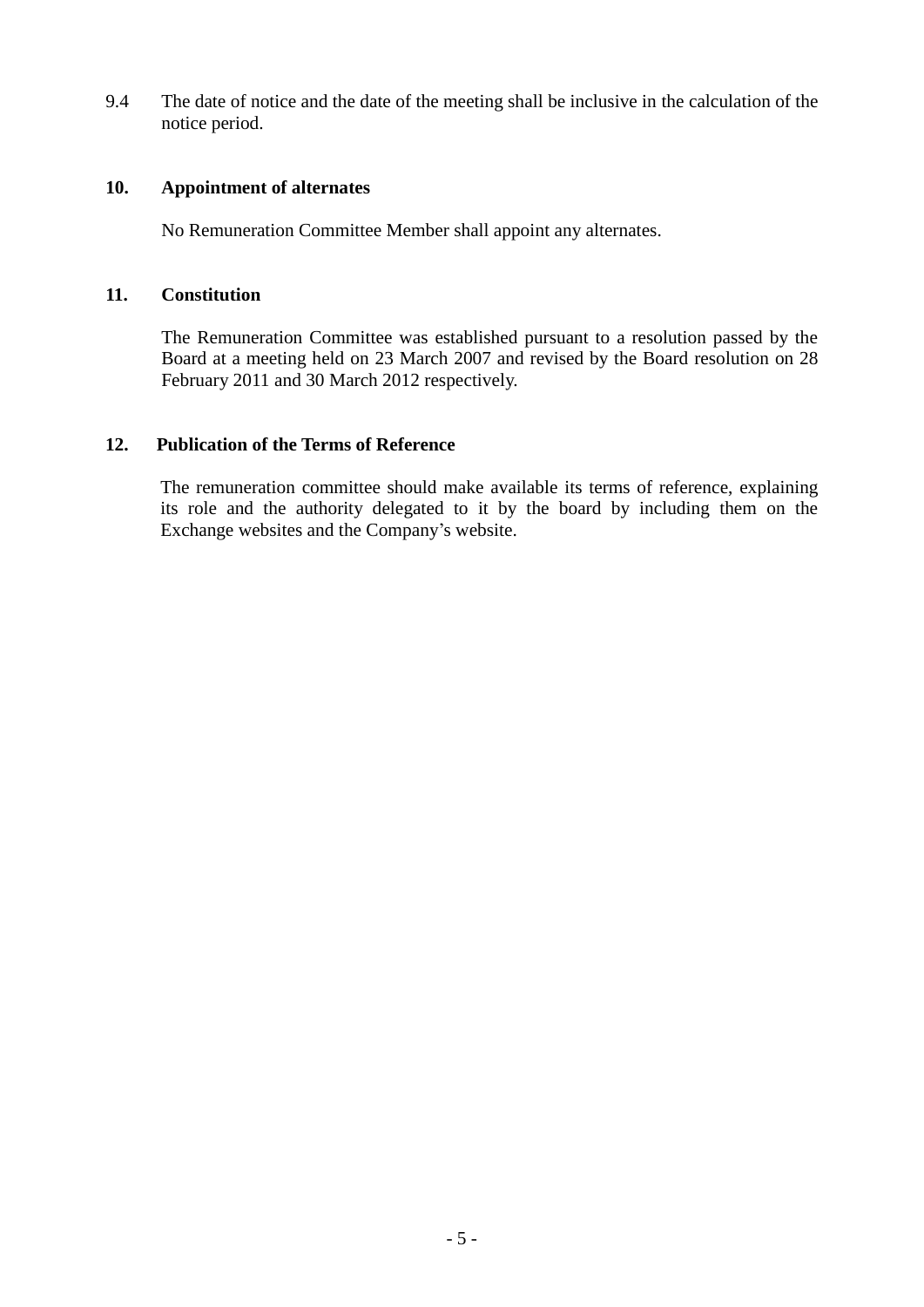9.4 The date of notice and the date of the meeting shall be inclusive in the calculation of the notice period.

**10. Appointment of alternates**

No Remuneration Committee Member shall appoint any alternates.

**11. Constitution**

The Remuneration Committee was established pursuant to a resolution passed by the Board at a meeting held on 23 March 2007 and revised by the Board resolution on 28 February 2011 and 30 March 2012 respectively.

**12. Publication of the Terms of Reference**

The remuneration committee should make available its terms of reference, explaining its role and the authority delegated to it by the board by including them on the Exchange websites and the Company's website.